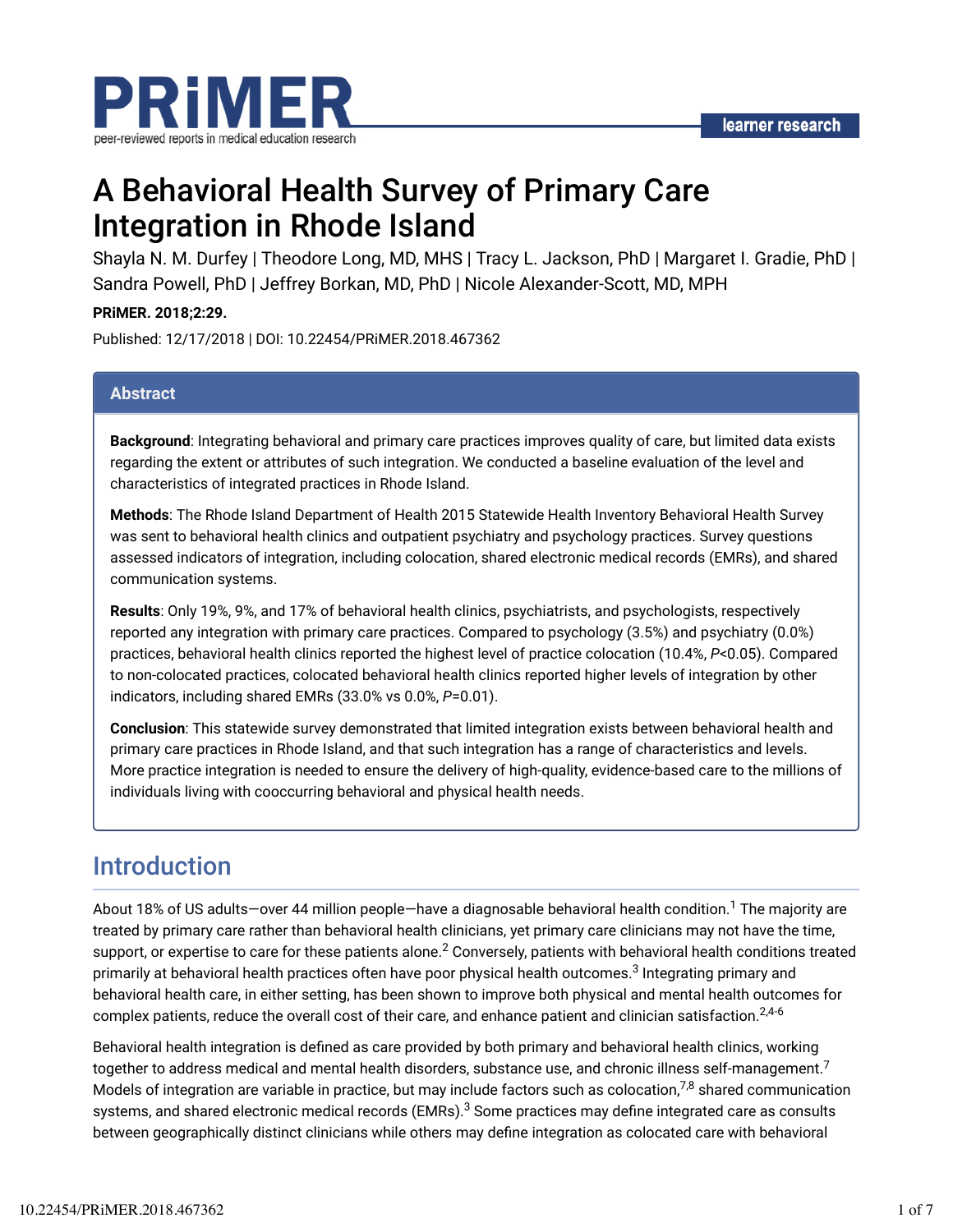# A Behavioral Health Survey of Primary Care Integration in Rhode Island

Shayla N. M. Durfey | Theodore Long, MD, MHS | Tracy L. Jackson, PhD | Margaret I. Gradie, PhD | Sandra Powell, PhD | Jeffrey Borkan, MD, PhD | Nicole Alexander-Scott, MD, MPH

**PRiMER. 2018;2:29.**

Published: 12/17/2018 | DOI: 10.22454/PRiMER.2018.467362

## Abstract

**Background**: Integrating behavioral and primary care practices improves quality of care, but limited data exists regarding the extent or attributes of such integration. We conducted a baseline evaluation of the level and characteristics of integrated practices in Rhode Island.

**Methods**: The Rhode Island Department of Health 2015 Statewide Health Inventory Behavioral Health Survey was sent to behavioral health clinics and outpatient psychiatry and psychology practices. Survey questions assessed indicators of integration, including colocation, shared electronic medical records (EMRs), and shared communication systems.

**Results**: Only 19%, 9%, and 17% of behavioral health clinics, psychiatrists, and psychologists, respectively reported any integration with primary care practices. Compared to psychology (3.5%) and psychiatry (0.0%) practices, behavioral health clinics reported the highest level of practice colocation (10.4%, $P<0.05$). Compared to non-colocated practices, colocated behavioral health clinics reported higher levels of integration by other indicators, including shared EMRs (33.0% vs 0.0%, $P=0.01$).

**Conclusion**: This statewide survey demonstrated that limited integration exists between behavioral health and primary care practices in Rhode Island, and that such integration has a range of characteristics and levels. More practice integration is needed to ensure the delivery of high-quality, evidence-based care to the millions of individuals living with cooccurring behavioral and physical health needs.

## Introduction

About 18% of US adults—over 44 million people—have a diagnosable behavioral health condition.[1] The majority are treated by primary care rather than behavioral health clinicians, yet primary care clinicians may not have the time, support, or expertise to care for these patients alone.[2] Conversely, patients with behavioral health conditions treated primarily at behavioral health practices often have poor physical health outcomes.[3] Integrating primary and behavioral health care, in either setting, has been shown to improve both physical and mental health outcomes for complex patients, reduce the overall cost of their care, and enhance patient and clinician satisfaction.[2,4-6]

Behavioral health integration is defined as care provided by both primary and behavioral health clinics, working together to address medical and mental health disorders, substance use, and chronic illness self-management.[7] Models of integration are variable in practice, but may include factors such as colocation,[7,8] shared communication systems, and shared electronic medical records (EMRs).[3] Some practices may define integrated care as consults between geographically distinct clinicians while others may define integration as colocated care with behavioral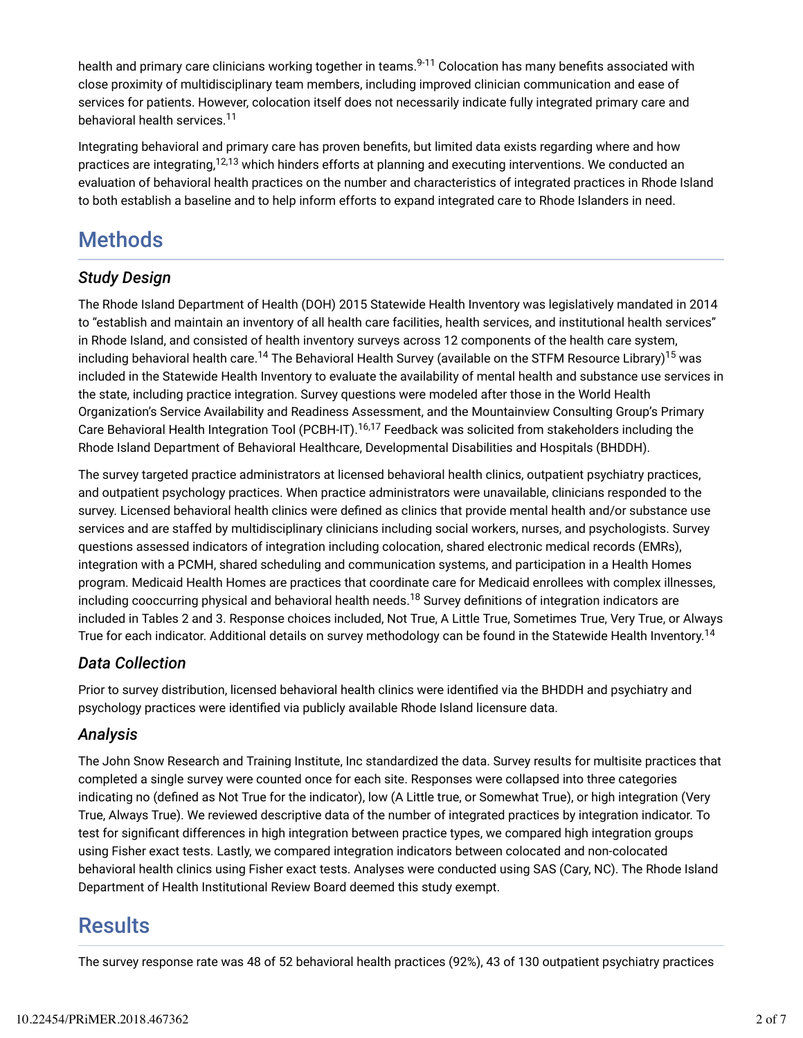health and primary care clinicians working together in teams.[9-11] Colocation has many benefits associated with close proximity of multidisciplinary team members, including improved clinician communication and ease of services for patients. However, colocation itself does not necessarily indicate fully integrated primary care and behavioral health services.[11]

Integrating behavioral and primary care has proven benefits, but limited data exists regarding where and how practices are integrating,[12,13] which hinders efforts at planning and executing interventions. We conducted an evaluation of behavioral health practices on the number and characteristics of integrated practices in Rhode Island to both establish a baseline and to help inform efforts to expand integrated care to Rhode Islanders in need.

## Methods

### *Study Design*

The Rhode Island Department of Health (DOH) 2015 Statewide Health Inventory was legislatively mandated in 2014 to "establish and maintain an inventory of all health care facilities, health services, and institutional health services" in Rhode Island, and consisted of health inventory surveys across 12 components of the health care system, including behavioral health care.[14] The Behavioral Health Survey (available on the STFM Resource Library)[15] was included in the Statewide Health Inventory to evaluate the availability of mental health and substance use services in the state, including practice integration. Survey questions were modeled after those in the World Health Organization's Service Availability and Readiness Assessment, and the Mountainview Consulting Group's Primary Care Behavioral Health Integration Tool (PCBH-IT).[16,17] Feedback was solicited from stakeholders including the Rhode Island Department of Behavioral Healthcare, Developmental Disabilities and Hospitals (BHDDH).

The survey targeted practice administrators at licensed behavioral health clinics, outpatient psychiatry practices, and outpatient psychology practices. When practice administrators were unavailable, clinicians responded to the survey. Licensed behavioral health clinics were defined as clinics that provide mental health and/or substance use services and are staffed by multidisciplinary clinicians including social workers, nurses, and psychologists. Survey questions assessed indicators of integration including colocation, shared electronic medical records (EMRs), integration with a PCMH, shared scheduling and communication systems, and participation in a Health Homes program. Medicaid Health Homes are practices that coordinate care for Medicaid enrollees with complex illnesses, including cooccurring physical and behavioral health needs.[18] Survey definitions of integration indicators are included in Tables 2 and 3. Response choices included, Not True, A Little True, Sometimes True, Very True, or Always True for each indicator. Additional details on survey methodology can be found in the Statewide Health Inventory.[14]

### *Data Collection*

Prior to survey distribution, licensed behavioral health clinics were identified via the BHDDH and psychiatry and psychology practices were identified via publicly available Rhode Island licensure data.

### *Analysis*

The John Snow Research and Training Institute, Inc standardized the data. Survey results for multisite practices that completed a single survey were counted once for each site. Responses were collapsed into three categories indicating no (defined as Not True for the indicator), low (A Little true, or Somewhat True), or high integration (Very True, Always True). We reviewed descriptive data of the number of integrated practices by integration indicator. To test for significant differences in high integration between practice types, we compared high integration groups using Fisher exact tests. Lastly, we compared integration indicators between colocated and non-colocated behavioral health clinics using Fisher exact tests. Analyses were conducted using SAS (Cary, NC). The Rhode Island Department of Health Institutional Review Board deemed this study exempt.

## Results

The survey response rate was 48 of 52 behavioral health practices (92%), 43 of 130 outpatient psychiatry practices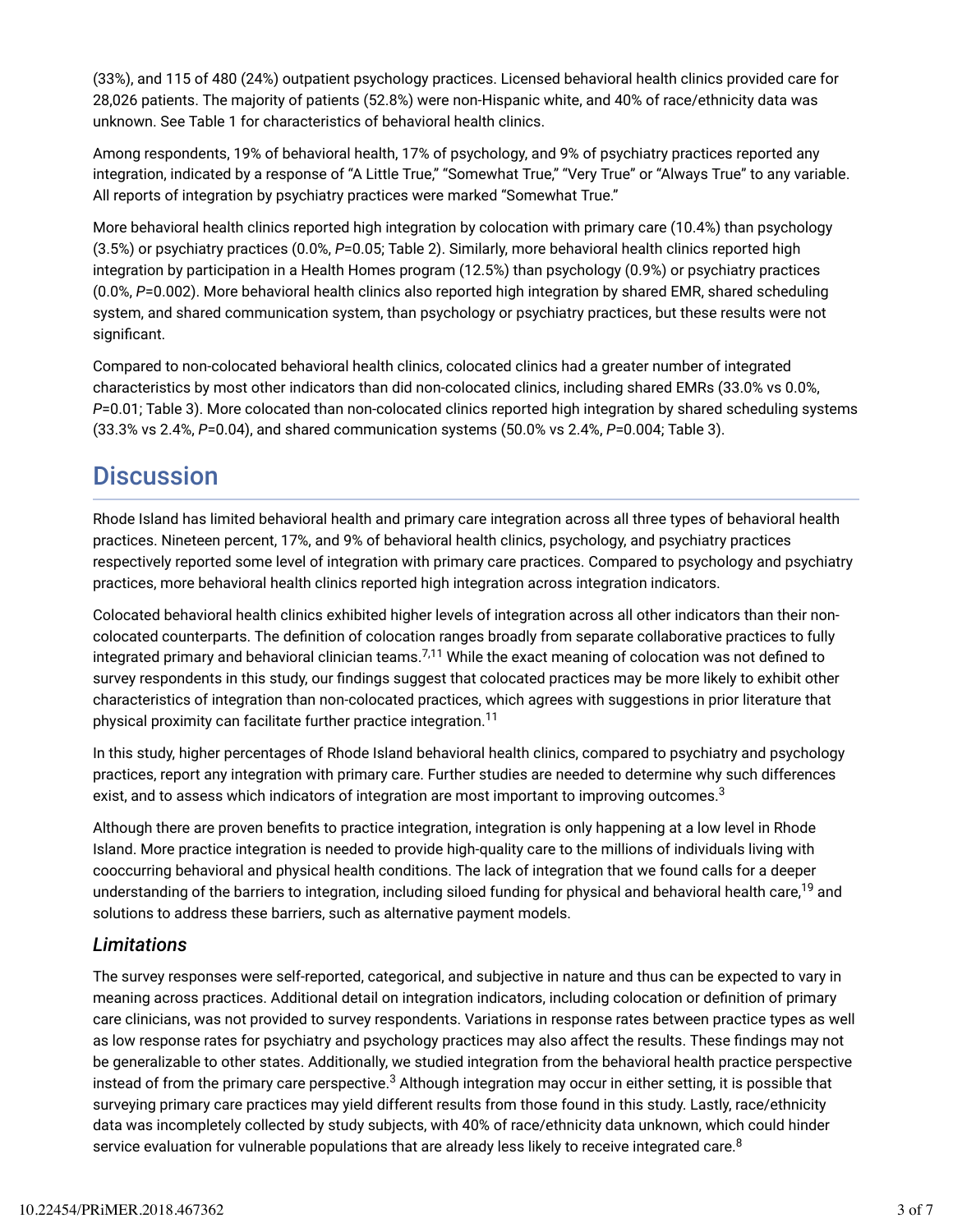(33%), and 115 of 480 (24%) outpatient psychology practices. Licensed behavioral health clinics provided care for 28,026 patients. The majority of patients (52.8%) were non-Hispanic white, and 40% of race/ethnicity data was unknown. See Table 1 for characteristics of behavioral health clinics.

Among respondents, 19% of behavioral health, 17% of psychology, and 9% of psychiatry practices reported any integration, indicated by a response of "A Little True," "Somewhat True," "Very True" or "Always True" to any variable. All reports of integration by psychiatry practices were marked "Somewhat True."

More behavioral health clinics reported high integration by colocation with primary care (10.4%) than psychology (3.5%) or psychiatry practices (0.0%, *P*=0.05; Table 2). Similarly, more behavioral health clinics reported high integration by participation in a Health Homes program (12.5%) than psychology (0.9%) or psychiatry practices (0.0%, *P*=0.002). More behavioral health clinics also reported high integration by shared EMR, shared scheduling system, and shared communication system, than psychology or psychiatry practices, but these results were not significant.

Compared to non-colocated behavioral health clinics, colocated clinics had a greater number of integrated characteristics by most other indicators than did non-colocated clinics, including shared EMRs (33.0% vs 0.0%, *P*=0.01; Table 3). More colocated than non-colocated clinics reported high integration by shared scheduling systems (33.3% vs 2.4%, *P*=0.04), and shared communication systems (50.0% vs 2.4%, *P*=0.004; Table 3).

## Discussion

Rhode Island has limited behavioral health and primary care integration across all three types of behavioral health practices. Nineteen percent, 17%, and 9% of behavioral health clinics, psychology, and psychiatry practices respectively reported some level of integration with primary care practices. Compared to psychology and psychiatry practices, more behavioral health clinics reported high integration across integration indicators.

Colocated behavioral health clinics exhibited higher levels of integration across all other indicators than their non-colocated counterparts. The definition of colocation ranges broadly from separate collaborative practices to fully integrated primary and behavioral clinician teams.[7,11] While the exact meaning of colocation was not defined to survey respondents in this study, our findings suggest that colocated practices may be more likely to exhibit other characteristics of integration than non-colocated practices, which agrees with suggestions in prior literature that physical proximity can facilitate further practice integration.[11]

In this study, higher percentages of Rhode Island behavioral health clinics, compared to psychiatry and psychology practices, report any integration with primary care. Further studies are needed to determine why such differences exist, and to assess which indicators of integration are most important to improving outcomes.[3]

Although there are proven benefits to practice integration, integration is only happening at a low level in Rhode Island. More practice integration is needed to provide high-quality care to the millions of individuals living with cooccurring behavioral and physical health conditions. The lack of integration that we found calls for a deeper understanding of the barriers to integration, including siloed funding for physical and behavioral health care,[19] and solutions to address these barriers, such as alternative payment models.

### *Limitations*

The survey responses were self-reported, categorical, and subjective in nature and thus can be expected to vary in meaning across practices. Additional detail on integration indicators, including colocation or definition of primary care clinicians, was not provided to survey respondents. Variations in response rates between practice types as well as low response rates for psychiatry and psychology practices may also affect the results. These findings may not be generalizable to other states. Additionally, we studied integration from the behavioral health practice perspective instead of from the primary care perspective.[3] Although integration may occur in either setting, it is possible that surveying primary care practices may yield different results from those found in this study. Lastly, race/ethnicity data was incompletely collected by study subjects, with 40% of race/ethnicity data unknown, which could hinder service evaluation for vulnerable populations that are already less likely to receive integrated care.[8]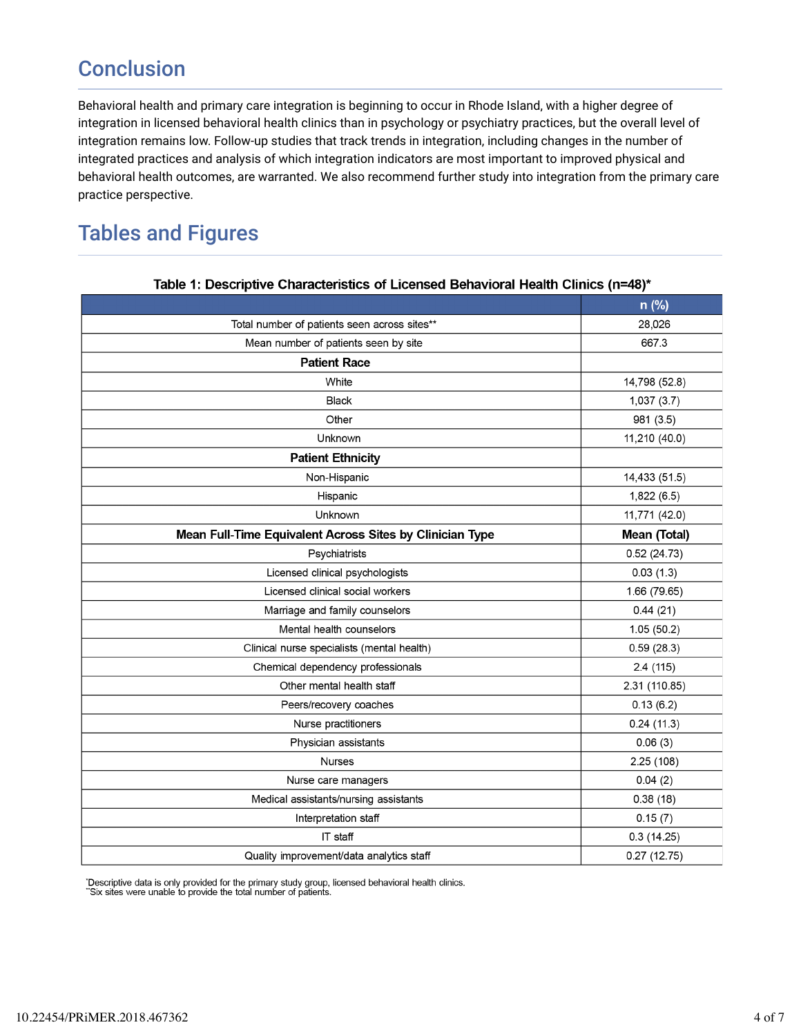## Conclusion

Behavioral health and primary care integration is beginning to occur in Rhode Island, with a higher degree of integration in licensed behavioral health clinics than in psychology or psychiatry practices, but the overall level of integration remains low. Follow-up studies that track trends in integration, including changes in the number of integrated practices and analysis of which integration indicators are most important to improved physical and behavioral health outcomes, are warranted. We also recommend further study into integration from the primary care practice perspective.

## Tables and Figures

**Table 1: Descriptive Characteristics of Licensed Behavioral Health Clinics (n=48)***

| | n (%) |
|---|---|
| Total number of patients seen across sites** | 28,026 |
| Mean number of patients seen by site | 667.3 |
| **Patient Race** | |
| White | 14,798 (52.8) |
| Black | 1,037 (3.7) |
| Other | 981 (3.5) |
| Unknown | 11,210 (40.0) |
| **Patient Ethnicity** | |
| Non-Hispanic | 14,433 (51.5) |
| Hispanic | 1,822 (6.5) |
| Unknown | 11,771 (42.0) |
| **Mean Full-Time Equivalent Across Sites by Clinician Type** | **Mean (Total)** |
| Psychiatrists | 0.52 (24.73) |
| Licensed clinical psychologists | 0.03 (1.3) |
| Licensed clinical social workers | 1.66 (79.65) |
| Marriage and family counselors | 0.44 (21) |
| Mental health counselors | 1.05 (50.2) |
| Clinical nurse specialists (mental health) | 0.59 (28.3) |
| Chemical dependency professionals | 2.4 (115) |
| Other mental health staff | 2.31 (110.85) |
| Peers/recovery coaches | 0.13 (6.2) |
| Nurse practitioners | 0.24 (11.3) |
| Physician assistants | 0.06 (3) |
| Nurses | 2.25 (108) |
| Nurse care managers | 0.04 (2) |
| Medical assistants/nursing assistants | 0.38 (18) |
| Interpretation staff | 0.15 (7) |
| IT staff | 0.3 (14.25) |
| Quality improvement/data analytics staff | 0.27 (12.75) |

*Descriptive data is only provided for the primary study group, licensed behavioral health clinics.
**Six sites were unable to provide the total number of patients.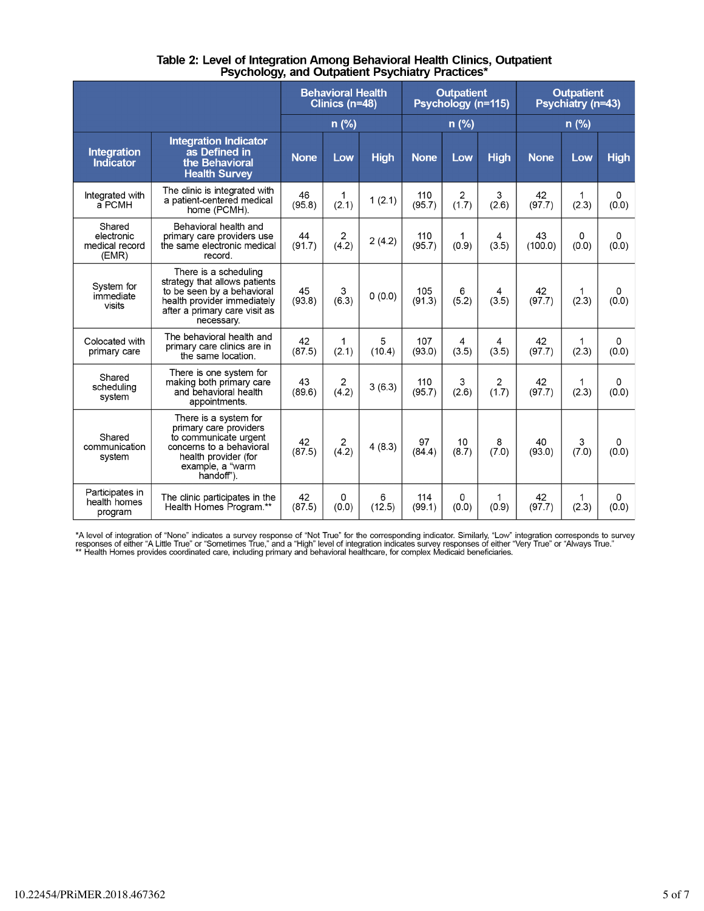**Table 2: Level of Integration Among Behavioral Health Clinics, Outpatient Psychology, and Outpatient Psychiatry Practices***

| | | Behavioral Health Clinics (n=48) | | | Outpatient Psychology (n=115) | | | Outpatient Psychiatry (n=43) | | |
|---|---|---|---|---|---|---|---|---|---|---|
| | | n (%) | | | n (%) | | | n (%) | | |
| Integration Indicator | Integration Indicator as Defined in the Behavioral Health Survey | None | Low | High | None | Low | High | None | Low | High |
| Integrated with a PCMH | The clinic is integrated with a patient-centered medical home (PCMH). | 46 (95.8) | 1 (2.1) | 1 (2.1) | 110 (95.7) | 2 (1.7) | 3 (2.6) | 42 (97.7) | 1 (2.3) | 0 (0.0) |
| Shared electronic medical record (EMR) | Behavioral health and primary care providers use the same electronic medical record. | 44 (91.7) | 2 (4.2) | 2 (4.2) | 110 (95.7) | 1 (0.9) | 4 (3.5) | 43 (100.0) | 0 (0.0) | 0 (0.0) |
| System for immediate visits | There is a scheduling strategy that allows patients to be seen by a behavioral health provider immediately after a primary care visit as necessary. | 45 (93.8) | 3 (6.3) | 0 (0.0) | 105 (91.3) | 6 (5.2) | 4 (3.5) | 42 (97.7) | 1 (2.3) | 0 (0.0) |
| Colocated with primary care | The behavioral health and primary care clinics are in the same location. | 42 (87.5) | 1 (2.1) | 5 (10.4) | 107 (93.0) | 4 (3.5) | 4 (3.5) | 42 (97.7) | 1 (2.3) | 0 (0.0) |
| Shared scheduling system | There is one system for making both primary care and behavioral health appointments. | 43 (89.6) | 2 (4.2) | 3 (6.3) | 110 (95.7) | 3 (2.6) | 2 (1.7) | 42 (97.7) | 1 (2.3) | 0 (0.0) |
| Shared communication system | There is a system for primary care providers to communicate urgent concerns to a behavioral health provider (for example, a "warm handoff"). | 42 (87.5) | 2 (4.2) | 4 (8.3) | 97 (84.4) | 10 (8.7) | 8 (7.0) | 40 (93.0) | 3 (7.0) | 0 (0.0) |
| Participates in health homes program | The clinic participates in the Health Homes Program.** | 42 (87.5) | 0 (0.0) | 6 (12.5) | 114 (99.1) | 0 (0.0) | 1 (0.9) | 42 (97.7) | 1 (2.3) | 0 (0.0) |

*A level of integration of "None" indicates a survey response of "Not True" for the corresponding indicator. Similarly, "Low" integration corresponds to survey responses of either "A Little True" or "Sometimes True," and a "High" level of integration indicates survey responses of either "Very True" or "Always True."
** Health Homes provides coordinated care, including primary and behavioral healthcare, for complex Medicaid beneficiaries.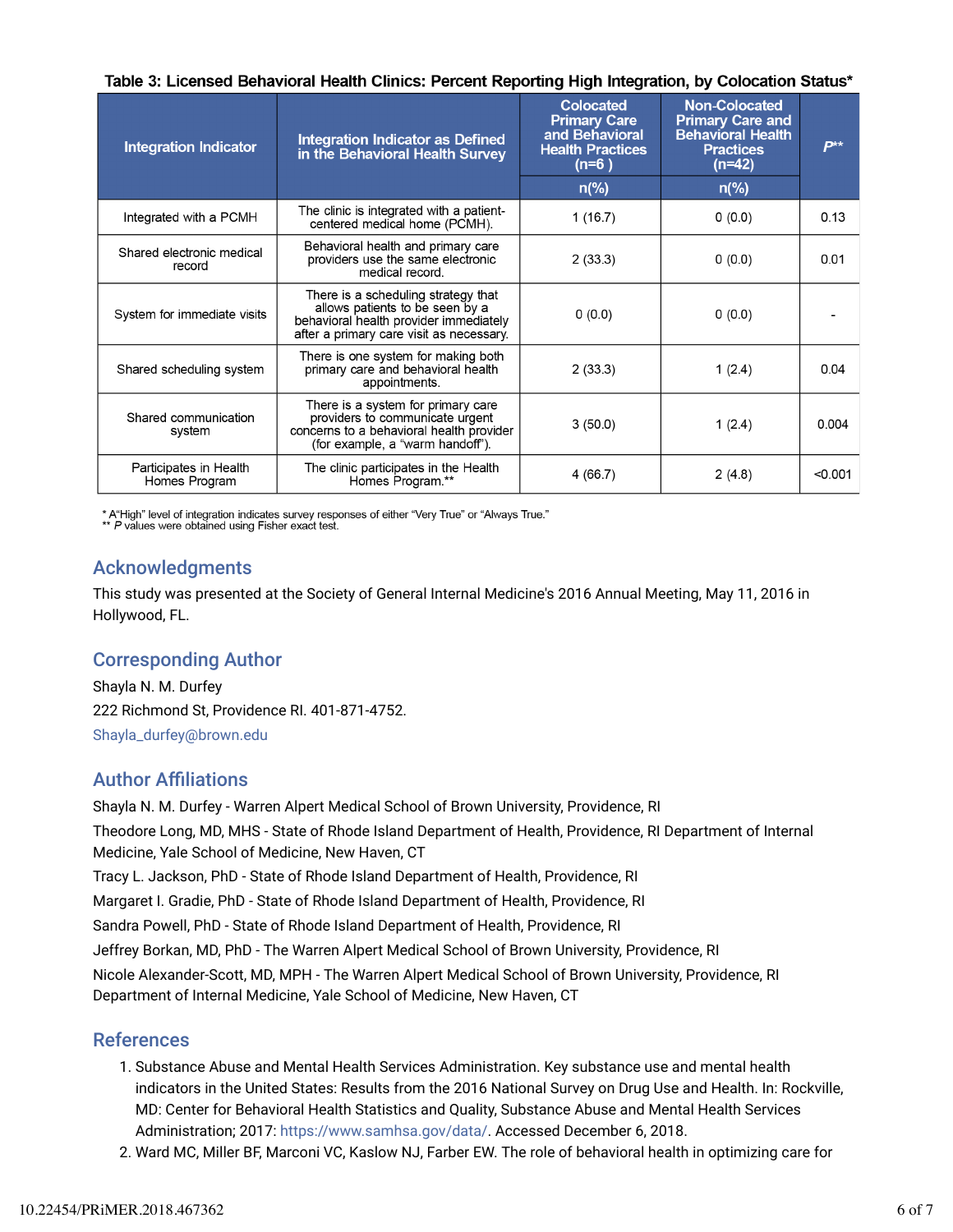Table 3: Licensed Behavioral Health Clinics: Percent Reporting High Integration, by Colocation Status*

| Integration Indicator | Integration Indicator as Defined in the Behavioral Health Survey | Colocated Primary Care and Behavioral Health Practices (n=6 ) | Non-Colocated Primary Care and Behavioral Health Practices (n=42) | *P*** |
|---|---|---|---|---|
| | | n(%) | n(%) | |
| Integrated with a PCMH | The clinic is integrated with a patient-centered medical home (PCMH). | 1 (16.7) | 0 (0.0) | 0.13 |
| Shared electronic medical record | Behavioral health and primary care providers use the same electronic medical record. | 2 (33.3) | 0 (0.0) | 0.01 |
| System for immediate visits | There is a scheduling strategy that allows patients to be seen by a behavioral health provider immediately after a primary care visit as necessary. | 0 (0.0) | 0 (0.0) | - |
| Shared scheduling system | There is one system for making both primary care and behavioral health appointments. | 2 (33.3) | 1 (2.4) | 0.04 |
| Shared communication system | There is a system for primary care providers to communicate urgent concerns to a behavioral health provider (for example, a "warm handoff"). | 3 (50.0) | 1 (2.4) | 0.004 |
| Participates in Health Homes Program | The clinic participates in the Health Homes Program.** | 4 (66.7) | 2 (4.8) | <0.001 |

\* A"High" level of integration indicates survey responses of either "Very True" or "Always True."
** *P* values were obtained using Fisher exact test.

## Acknowledgments

This study was presented at the Society of General Internal Medicine's 2016 Annual Meeting, May 11, 2016 in Hollywood, FL.

## Corresponding Author

Shayla N. M. Durfey
222 Richmond St, Providence RI. 401-871-4752.
Shayla_durfey@brown.edu

## Author Affiliations

Shayla N. M. Durfey - Warren Alpert Medical School of Brown University, Providence, RI

Theodore Long, MD, MHS - State of Rhode Island Department of Health, Providence, RI Department of Internal Medicine, Yale School of Medicine, New Haven, CT

Tracy L. Jackson, PhD - State of Rhode Island Department of Health, Providence, RI

Margaret I. Gradie, PhD - State of Rhode Island Department of Health, Providence, RI

Sandra Powell, PhD - State of Rhode Island Department of Health, Providence, RI

Jeffrey Borkan, MD, PhD - The Warren Alpert Medical School of Brown University, Providence, RI

Nicole Alexander-Scott, MD, MPH - The Warren Alpert Medical School of Brown University, Providence, RI Department of Internal Medicine, Yale School of Medicine, New Haven, CT

## References

1. Substance Abuse and Mental Health Services Administration. Key substance use and mental health indicators in the United States: Results from the 2016 National Survey on Drug Use and Health. In: Rockville, MD: Center for Behavioral Health Statistics and Quality, Substance Abuse and Mental Health Services Administration; 2017: https://www.samhsa.gov/data/. Accessed December 6, 2018.
2. Ward MC, Miller BF, Marconi VC, Kaslow NJ, Farber EW. The role of behavioral health in optimizing care for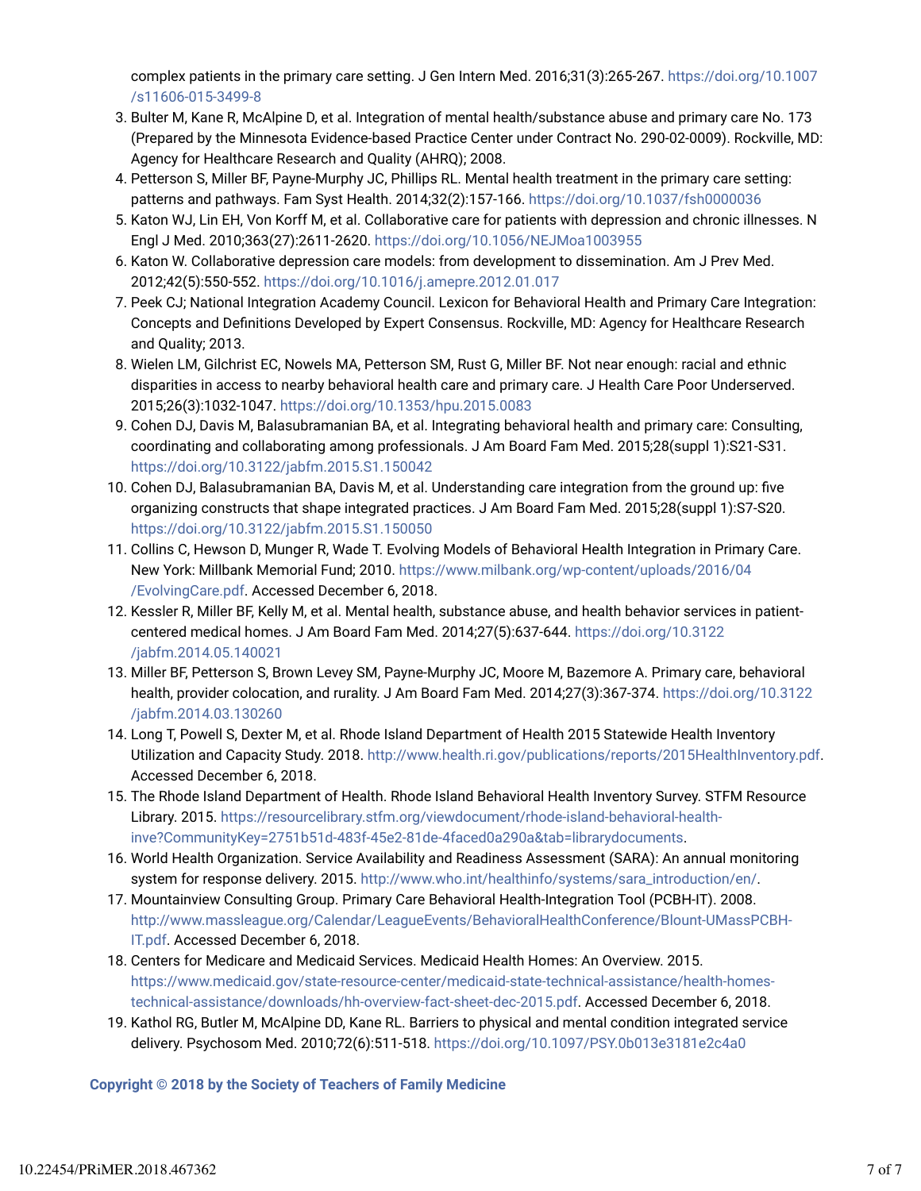complex patients in the primary care setting. J Gen Intern Med. 2016;31(3):265-267. https://doi.org/10.1007/s11606-015-3499-8

3. Bulter M, Kane R, McAlpine D, et al. Integration of mental health/substance abuse and primary care No. 173 (Prepared by the Minnesota Evidence-based Practice Center under Contract No. 290-02-0009). Rockville, MD: Agency for Healthcare Research and Quality (AHRQ); 2008.
4. Petterson S, Miller BF, Payne-Murphy JC, Phillips RL. Mental health treatment in the primary care setting: patterns and pathways. Fam Syst Health. 2014;32(2):157-166. https://doi.org/10.1037/fsh0000036
5. Katon WJ, Lin EH, Von Korff M, et al. Collaborative care for patients with depression and chronic illnesses. N Engl J Med. 2010;363(27):2611-2620. https://doi.org/10.1056/NEJMoa1003955
6. Katon W. Collaborative depression care models: from development to dissemination. Am J Prev Med. 2012;42(5):550-552. https://doi.org/10.1016/j.amepre.2012.01.017
7. Peek CJ; National Integration Academy Council. Lexicon for Behavioral Health and Primary Care Integration: Concepts and Definitions Developed by Expert Consensus. Rockville, MD: Agency for Healthcare Research and Quality; 2013.
8. Wielen LM, Gilchrist EC, Nowels MA, Petterson SM, Rust G, Miller BF. Not near enough: racial and ethnic disparities in access to nearby behavioral health care and primary care. J Health Care Poor Underserved. 2015;26(3):1032-1047. https://doi.org/10.1353/hpu.2015.0083
9. Cohen DJ, Davis M, Balasubramanian BA, et al. Integrating behavioral health and primary care: Consulting, coordinating and collaborating among professionals. J Am Board Fam Med. 2015;28(suppl 1):S21-S31. https://doi.org/10.3122/jabfm.2015.S1.150042
10. Cohen DJ, Balasubramanian BA, Davis M, et al. Understanding care integration from the ground up: five organizing constructs that shape integrated practices. J Am Board Fam Med. 2015;28(suppl 1):S7-S20. https://doi.org/10.3122/jabfm.2015.S1.150050
11. Collins C, Hewson D, Munger R, Wade T. Evolving Models of Behavioral Health Integration in Primary Care. New York: Millbank Memorial Fund; 2010. https://www.milbank.org/wp-content/uploads/2016/04/EvolvingCare.pdf. Accessed December 6, 2018.
12. Kessler R, Miller BF, Kelly M, et al. Mental health, substance abuse, and health behavior services in patient-centered medical homes. J Am Board Fam Med. 2014;27(5):637-644. https://doi.org/10.3122/jabfm.2014.05.140021
13. Miller BF, Petterson S, Brown Levey SM, Payne-Murphy JC, Moore M, Bazemore A. Primary care, behavioral health, provider colocation, and rurality. J Am Board Fam Med. 2014;27(3):367-374. https://doi.org/10.3122/jabfm.2014.03.130260
14. Long T, Powell S, Dexter M, et al. Rhode Island Department of Health 2015 Statewide Health Inventory Utilization and Capacity Study. 2018. http://www.health.ri.gov/publications/reports/2015HealthInventory.pdf. Accessed December 6, 2018.
15. The Rhode Island Department of Health. Rhode Island Behavioral Health Inventory Survey. STFM Resource Library. 2015. https://resourcelibrary.stfm.org/viewdocument/rhode-island-behavioral-health-inve?CommunityKey=2751b51d-483f-45e2-81de-4faced0a290a&tab=librarydocuments.
16. World Health Organization. Service Availability and Readiness Assessment (SARA): An annual monitoring system for response delivery. 2015. http://www.who.int/healthinfo/systems/sara_introduction/en/.
17. Mountainview Consulting Group. Primary Care Behavioral Health-Integration Tool (PCBH-IT). 2008. http://www.massleague.org/Calendar/LeagueEvents/BehavioralHealthConference/Blount-UMassPCBH-IT.pdf. Accessed December 6, 2018.
18. Centers for Medicare and Medicaid Services. Medicaid Health Homes: An Overview. 2015. https://www.medicaid.gov/state-resource-center/medicaid-state-technical-assistance/health-homes-technical-assistance/downloads/hh-overview-fact-sheet-dec-2015.pdf. Accessed December 6, 2018.
19. Kathol RG, Butler M, McAlpine DD, Kane RL. Barriers to physical and mental condition integrated service delivery. Psychosom Med. 2010;72(6):511-518. https://doi.org/10.1097/PSY.0b013e3181e2c4a0

**Copyright © 2018 by the Society of Teachers of Family Medicine**